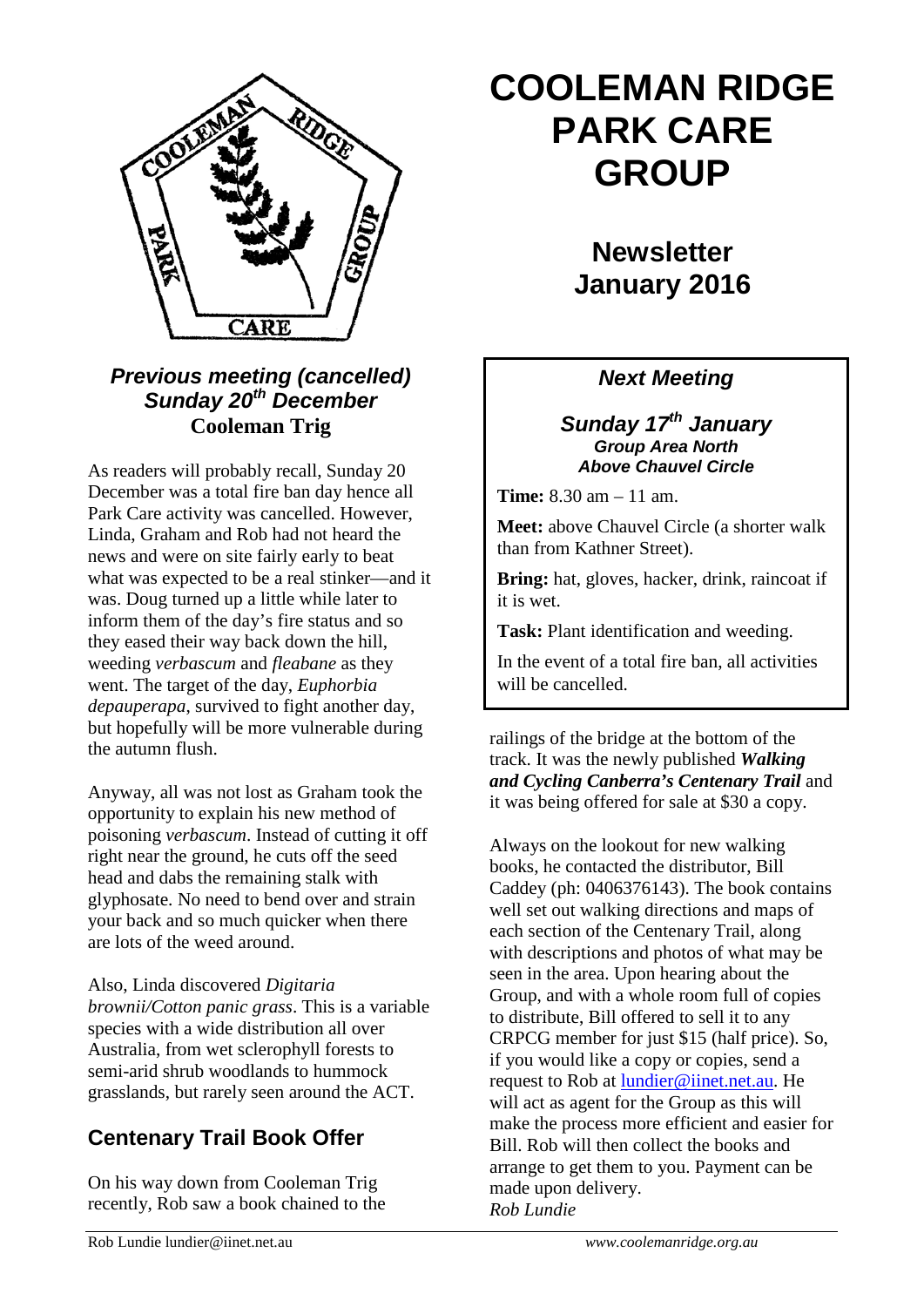# COOLEMAN RIDGE PARK CARE GROUP

## Newsletter January 2016

### *Previous meeting (cancelled)*
### *Sunday 20th December*
**Cooleman Trig**

As readers will probably recall, Sunday 20 December was a total fire ban day hence all Park Care activity was cancelled. However, Linda, Graham and Rob had not heard the news and were on site fairly early to beat what was expected to be a real stinker—and it was. Doug turned up a little while later to inform them of the day's fire status and so they eased their way back down the hill, weeding *verbascum* and *fleabane* as they went. The target of the day, *Euphorbia depauperapa*, survived to fight another day, but hopefully will be more vulnerable during the autumn flush.

Anyway, all was not lost as Graham took the opportunity to explain his new method of poisoning *verbascum*. Instead of cutting it off right near the ground, he cuts off the seed head and dabs the remaining stalk with glyphosate. No need to bend over and strain your back and so much quicker when there are lots of the weed around.

Also, Linda discovered *Digitaria brownii/Cotton panic grass*. This is a variable species with a wide distribution all over Australia, from wet sclerophyll forests to semi-arid shrub woodlands to hummock grasslands, but rarely seen around the ACT.

### *Next Meeting*

### *Sunday 17th January*
***Group Area North***
***Above Chauvel Circle***

**Time:** 8.30 am – 11 am.

**Meet:** above Chauvel Circle (a shorter walk than from Kathner Street).

**Bring:** hat, gloves, hacker, drink, raincoat if it is wet.

**Task:** Plant identification and weeding.

In the event of a total fire ban, all activities will be cancelled.

## Centenary Trail Book Offer

On his way down from Cooleman Trig recently, Rob saw a book chained to the railings of the bridge at the bottom of the track. It was the newly published ***Walking and Cycling Canberra's Centenary Trail*** and it was being offered for sale at $30 a copy.

Always on the lookout for new walking books, he contacted the distributor, Bill Caddey (ph: 0406376143). The book contains well set out walking directions and maps of each section of the Centenary Trail, along with descriptions and photos of what may be seen in the area. Upon hearing about the Group, and with a whole room full of copies to distribute, Bill offered to sell it to any CRPCG member for just $15 (half price). So, if you would like a copy or copies, send a request to Rob at lundier@iinet.net.au. He will act as agent for the Group as this will make the process more efficient and easier for Bill. Rob will then collect the books and arrange to get them to you. Payment can be made upon delivery.

*Rob Lundie*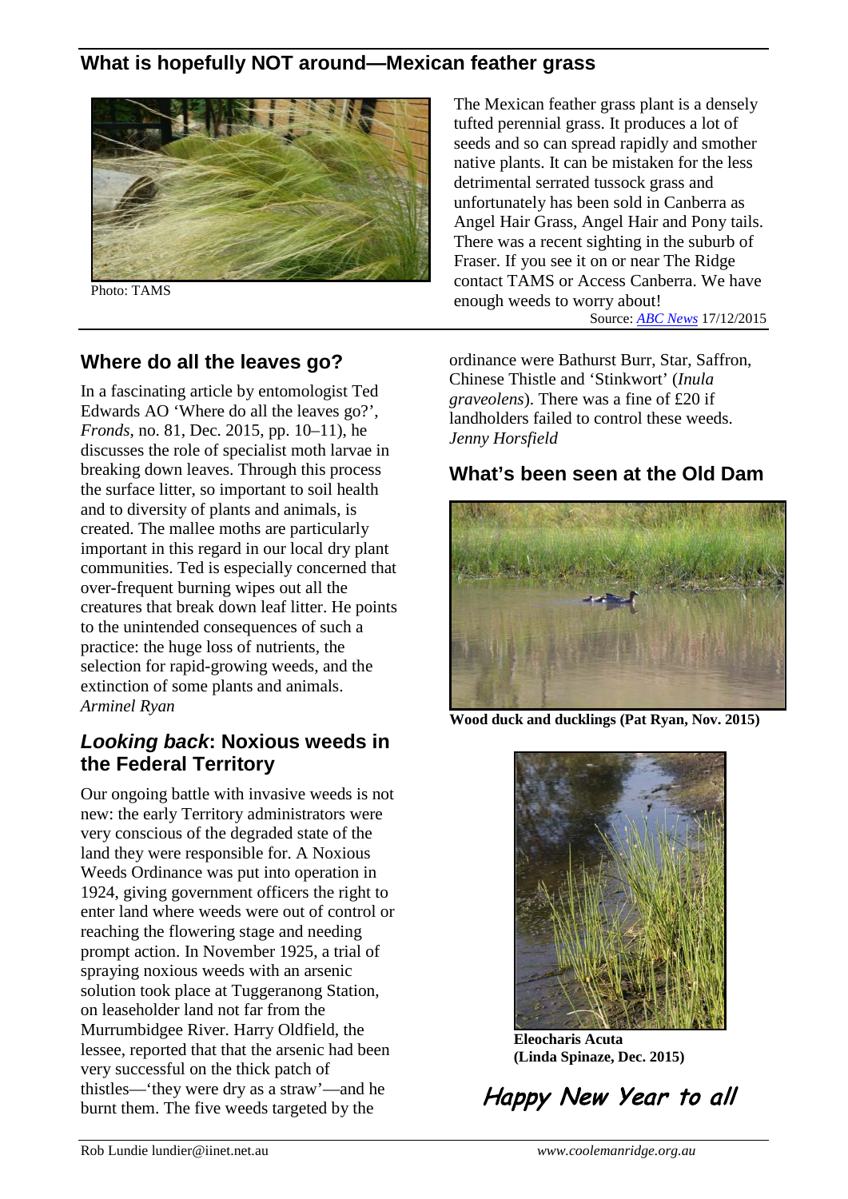## What is hopefully NOT around—Mexican feather grass

Photo: TAMS

The Mexican feather grass plant is a densely tufted perennial grass. It produces a lot of seeds and so can spread rapidly and smother native plants. It can be mistaken for the less detrimental serrated tussock grass and unfortunately has been sold in Canberra as Angel Hair Grass, Angel Hair and Pony tails. There was a recent sighting in the suburb of Fraser. If you see it on or near The Ridge contact TAMS or Access Canberra. We have enough weeds to worry about!

Source: *ABC News* 17/12/2015

## Where do all the leaves go?

In a fascinating article by entomologist Ted Edwards AO 'Where do all the leaves go?', *Fronds*, no. 81, Dec. 2015, pp. 10–11), he discusses the role of specialist moth larvae in breaking down leaves. Through this process the surface litter, so important to soil health and to diversity of plants and animals, is created. The mallee moths are particularly important in this regard in our local dry plant communities. Ted is especially concerned that over-frequent burning wipes out all the creatures that break down leaf litter. He points to the unintended consequences of such a practice: the huge loss of nutrients, the selection for rapid-growing weeds, and the extinction of some plants and animals.
*Arminel Ryan*

## *Looking back*: Noxious weeds in the Federal Territory

Our ongoing battle with invasive weeds is not new: the early Territory administrators were very conscious of the degraded state of the land they were responsible for. A Noxious Weeds Ordinance was put into operation in 1924, giving government officers the right to enter land where weeds were out of control or reaching the flowering stage and needing prompt action. In November 1925, a trial of spraying noxious weeds with an arsenic solution took place at Tuggeranong Station, on leaseholder land not far from the Murrumbidgee River. Harry Oldfield, the lessee, reported that that the arsenic had been very successful on the thick patch of thistles—'they were dry as a straw'—and he burnt them. The five weeds targeted by the ordinance were Bathurst Burr, Star, Saffron, Chinese Thistle and 'Stinkwort' (*Inula graveolens*). There was a fine of £20 if landholders failed to control these weeds.
*Jenny Horsfield*

## What's been seen at the Old Dam

**Wood duck and ducklings (Pat Ryan, Nov. 2015)**

**Eleocharis Acuta (Linda Spinaze, Dec. 2015)**

*Happy New Year to all*

Rob Lundie lundier@iinet.net.au

*www.coolemanridge.org.au*